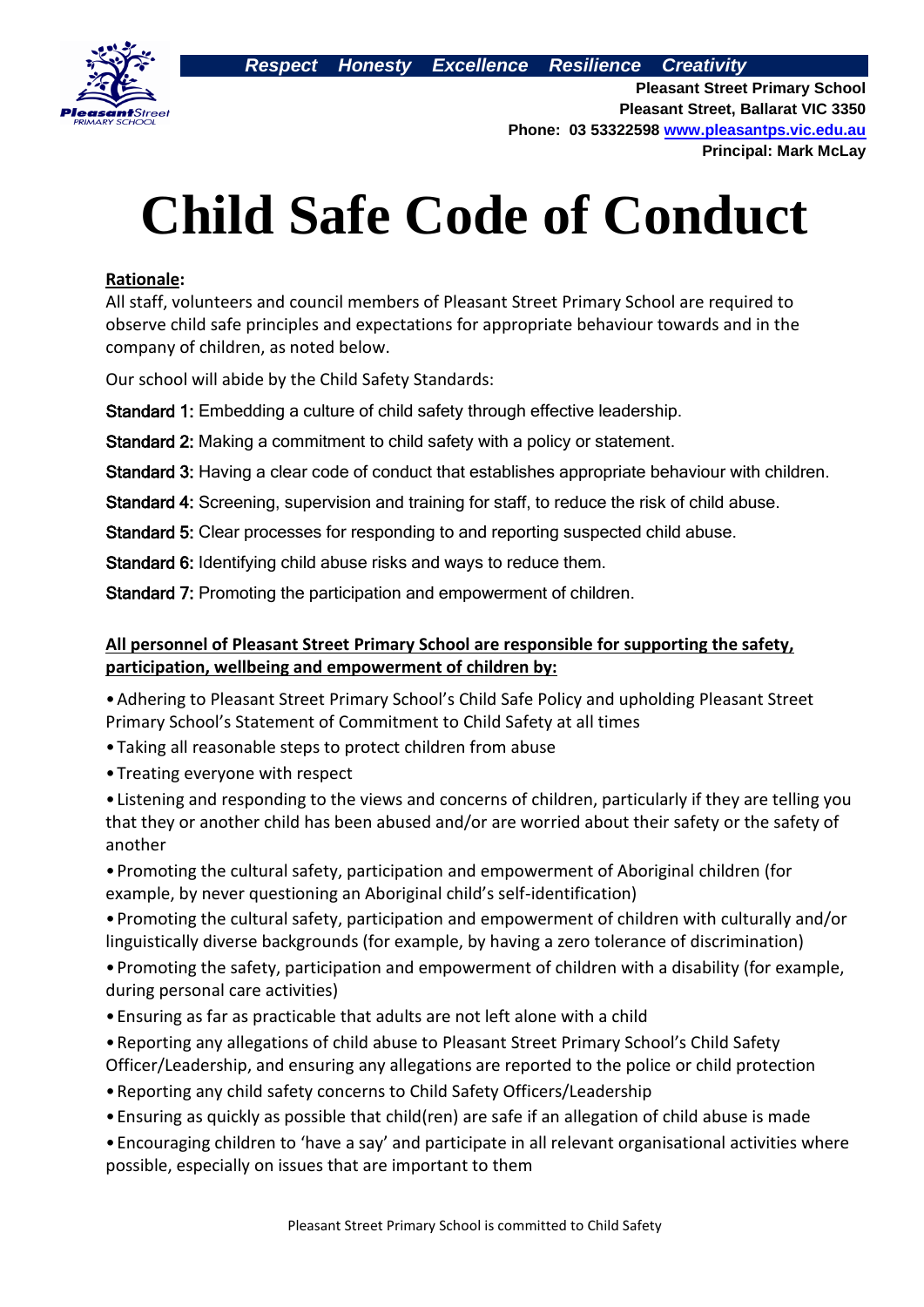*Respect Honesty Excellence Resilience Creativity*

**Pleasant Street Primary School**
**Pleasant Street, Ballarat VIC 3350**
**Phone: 03 53322598 [www.pleasantps.vic.edu.au](http://www.pleasantps.vic.edu.au)**
**Principal: Mark McLay**

# Child Safe Code of Conduct

**Rationale:**

All staff, volunteers and council members of Pleasant Street Primary School are required to observe child safe principles and expectations for appropriate behaviour towards and in the company of children, as noted below.

Our school will abide by the Child Safety Standards:

**Standard 1:** Embedding a culture of child safety through effective leadership.

**Standard 2:** Making a commitment to child safety with a policy or statement.

**Standard 3:** Having a clear code of conduct that establishes appropriate behaviour with children.

**Standard 4:** Screening, supervision and training for staff, to reduce the risk of child abuse.

**Standard 5:** Clear processes for responding to and reporting suspected child abuse.

**Standard 6:** Identifying child abuse risks and ways to reduce them.

**Standard 7:** Promoting the participation and empowerment of children.

**All personnel of Pleasant Street Primary School are responsible for supporting the safety, participation, wellbeing and empowerment of children by:**

- Adhering to Pleasant Street Primary School's Child Safe Policy and upholding Pleasant Street Primary School's Statement of Commitment to Child Safety at all times
- Taking all reasonable steps to protect children from abuse
- Treating everyone with respect
- Listening and responding to the views and concerns of children, particularly if they are telling you that they or another child has been abused and/or are worried about their safety or the safety of another
- Promoting the cultural safety, participation and empowerment of Aboriginal children (for example, by never questioning an Aboriginal child's self-identification)
- Promoting the cultural safety, participation and empowerment of children with culturally and/or linguistically diverse backgrounds (for example, by having a zero tolerance of discrimination)
- Promoting the safety, participation and empowerment of children with a disability (for example, during personal care activities)
- Ensuring as far as practicable that adults are not left alone with a child
- Reporting any allegations of child abuse to Pleasant Street Primary School's Child Safety Officer/Leadership, and ensuring any allegations are reported to the police or child protection
- Reporting any child safety concerns to Child Safety Officers/Leadership
- Ensuring as quickly as possible that child(ren) are safe if an allegation of child abuse is made
- Encouraging children to 'have a say' and participate in all relevant organisational activities where possible, especially on issues that are important to them

Pleasant Street Primary School is committed to Child Safety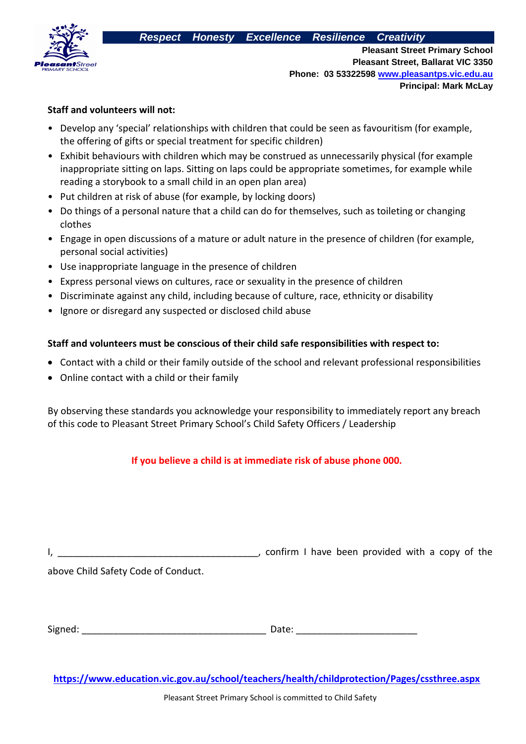**Staff and volunteers will not:**

- Develop any ‘special’ relationships with children that could be seen as favouritism (for example, the offering of gifts or special treatment for specific children)
- Exhibit behaviours with children which may be construed as unnecessarily physical (for example inappropriate sitting on laps. Sitting on laps could be appropriate sometimes, for example while reading a storybook to a small child in an open plan area)
- Put children at risk of abuse (for example, by locking doors)
- Do things of a personal nature that a child can do for themselves, such as toileting or changing clothes
- Engage in open discussions of a mature or adult nature in the presence of children (for example, personal social activities)
- Use inappropriate language in the presence of children
- Express personal views on cultures, race or sexuality in the presence of children
- Discriminate against any child, including because of culture, race, ethnicity or disability
- Ignore or disregard any suspected or disclosed child abuse

**Staff and volunteers must be conscious of their child safe responsibilities with respect to:**

- Contact with a child or their family outside of the school and relevant professional responsibilities
- Online contact with a child or their family

By observing these standards you acknowledge your responsibility to immediately report any breach of this code to Pleasant Street Primary School’s Child Safety Officers / Leadership

**If you believe a child is at immediate risk of abuse phone 000.**

I, ______________________________________, confirm I have been provided with a copy of the above Child Safety Code of Conduct.

Signed: ___________________________________ Date: ______________________

**https://www.education.vic.gov.au/school/teachers/health/childprotection/Pages/cssthree.aspx**

Pleasant Street Primary School is committed to Child Safety